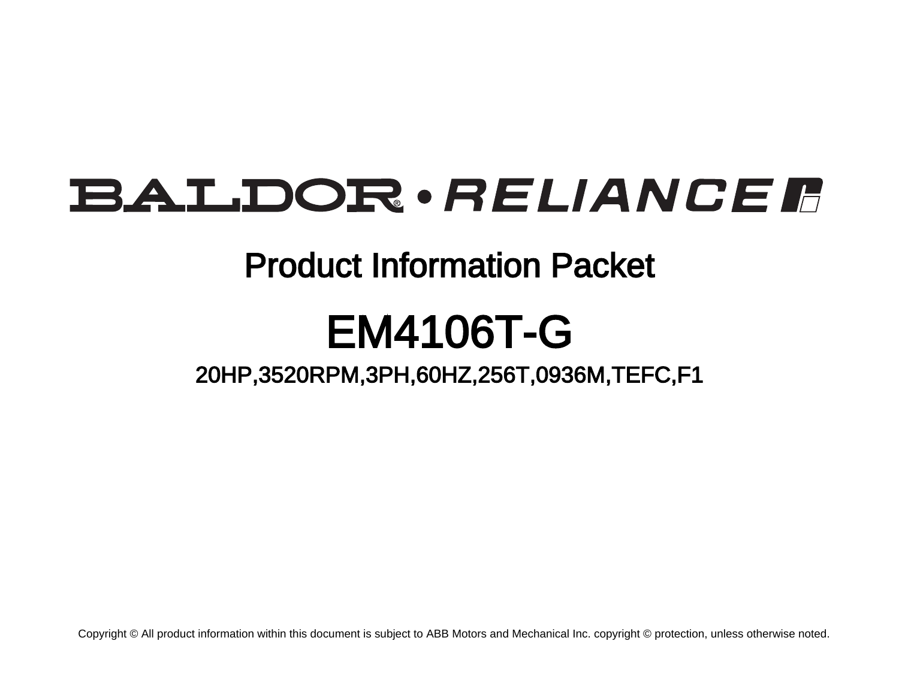BALDOR® • RELIANCE

# Product Information Packet

# EM4106T-G

## 20HP,3520RPM,3PH,60HZ,256T,0936M,TEFC,F1

Copyright © All product information within this document is subject to ABB Motors and Mechanical Inc. copyright © protection, unless otherwise noted.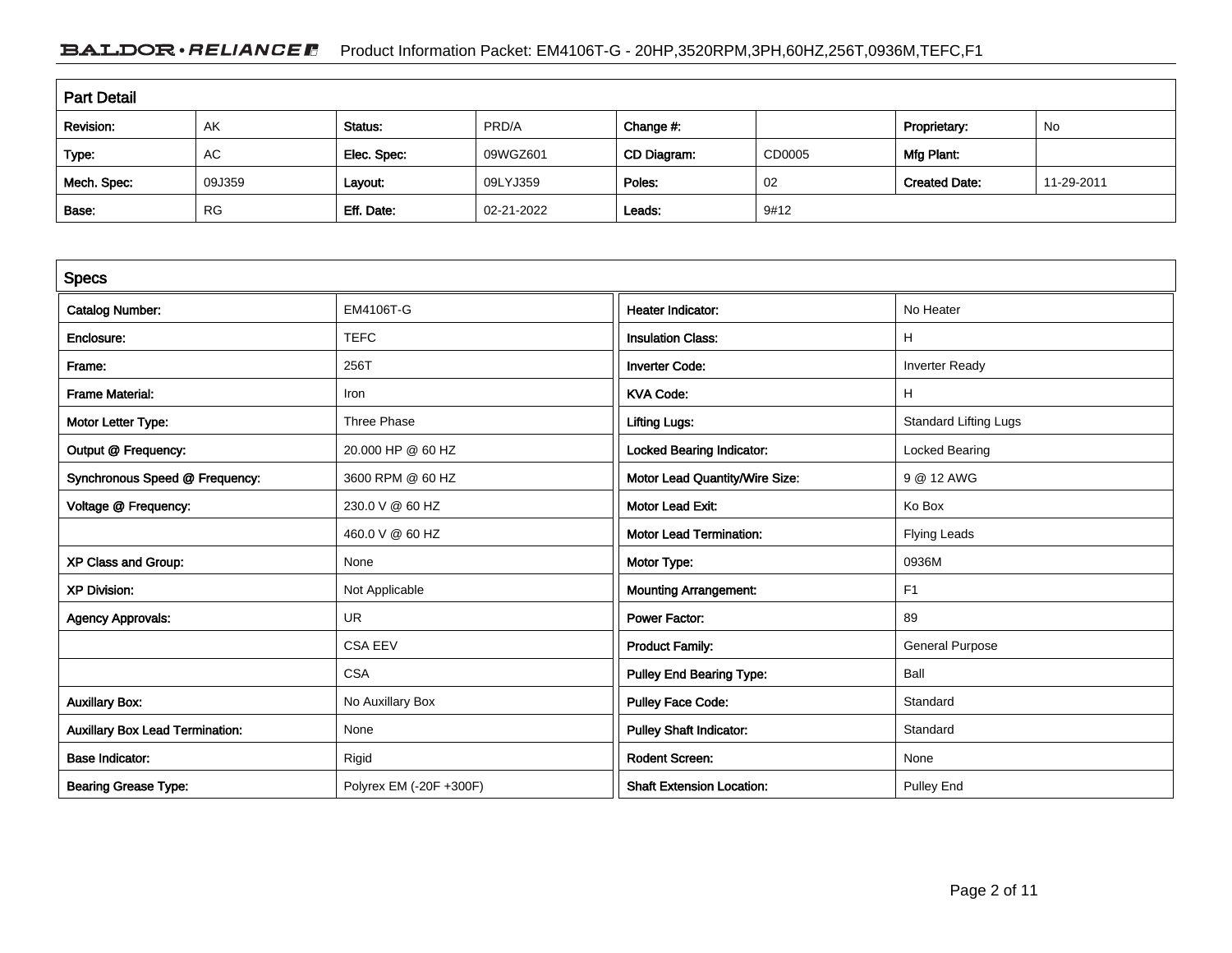## Part Detail

| Revision: | AK | Status: | PRD/A | Change #: | | Proprietary: | No |
|---|---|---|---|---|---|---|---|
| Type: | AC | Elec. Spec: | 09WGZ601 | CD Diagram: | CD0005 | Mfg Plant: | |
| Mech. Spec: | 09J359 | Layout: | 09LYJ359 | Poles: | 02 | Created Date: | 11-29-2011 |
| Base: | RG | Eff. Date: | 02-21-2022 | Leads: | 9#12 | | |

## Specs

| | | | |
|---|---|---|---|
| Catalog Number: | EM4106T-G | Heater Indicator: | No Heater |
| Enclosure: | TEFC | Insulation Class: | H |
| Frame: | 256T | Inverter Code: | Inverter Ready |
| Frame Material: | Iron | KVA Code: | H |
| Motor Letter Type: | Three Phase | Lifting Lugs: | Standard Lifting Lugs |
| Output @ Frequency: | 20.000 HP @ 60 HZ | Locked Bearing Indicator: | Locked Bearing |
| Synchronous Speed @ Frequency: | 3600 RPM @ 60 HZ | Motor Lead Quantity/Wire Size: | 9 @ 12 AWG |
| Voltage @ Frequency: | 230.0 V @ 60 HZ | Motor Lead Exit: | Ko Box |
| | 460.0 V @ 60 HZ | Motor Lead Termination: | Flying Leads |
| XP Class and Group: | None | Motor Type: | 0936M |
| XP Division: | Not Applicable | Mounting Arrangement: | F1 |
| Agency Approvals: | UR | Power Factor: | 89 |
| | CSA EEV | Product Family: | General Purpose |
| | CSA | Pulley End Bearing Type: | Ball |
| Auxillary Box: | No Auxillary Box | Pulley Face Code: | Standard |
| Auxillary Box Lead Termination: | None | Pulley Shaft Indicator: | Standard |
| Base Indicator: | Rigid | Rodent Screen: | None |
| Bearing Grease Type: | Polyrex EM (-20F +300F) | Shaft Extension Location: | Pulley End |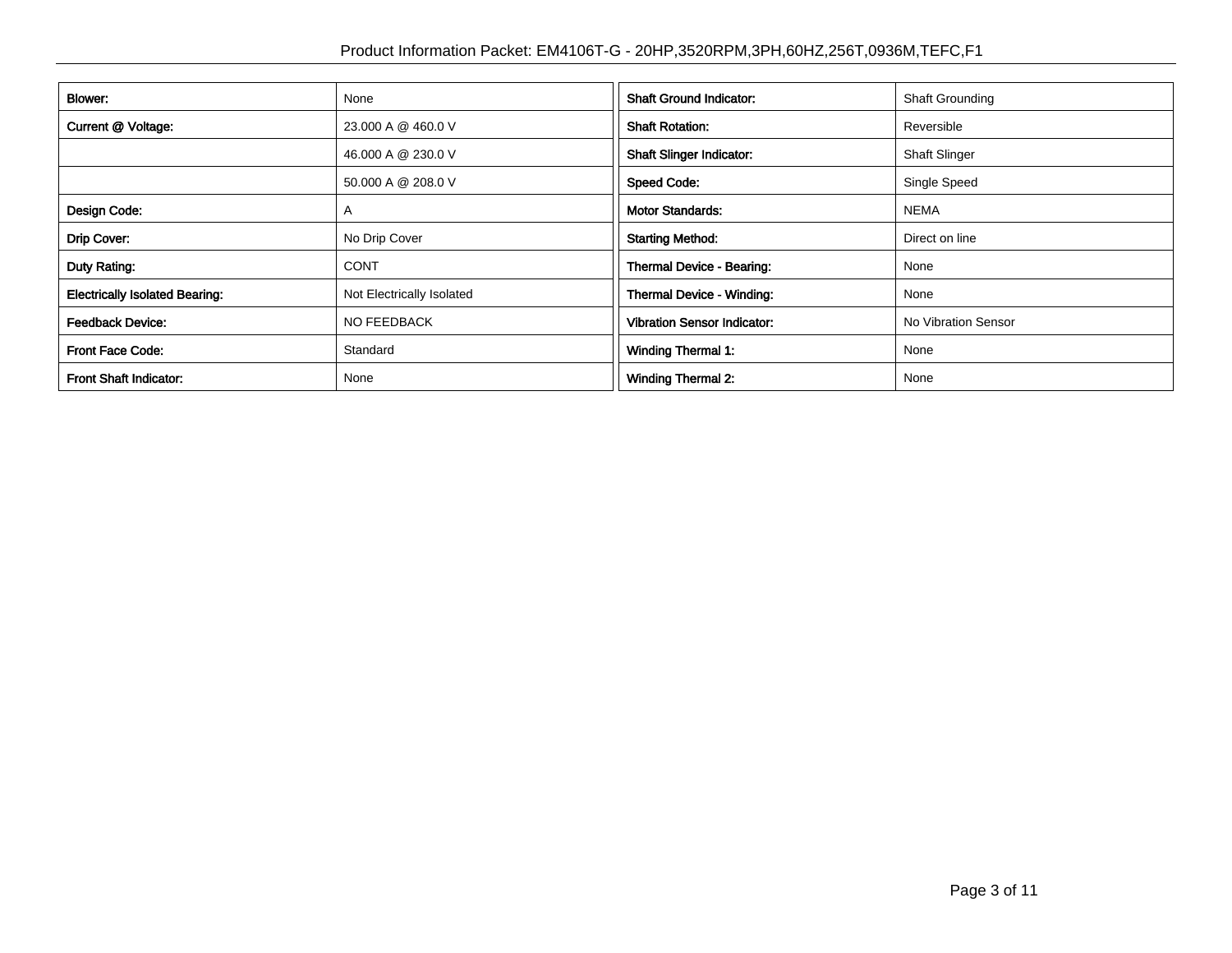| Blower: | None |
| --- | --- |
| Current @ Voltage: | 23.000 A @ 460.0 V |
| | 46.000 A @ 230.0 V |
| | 50.000 A @ 208.0 V |
| Design Code: | A |
| Drip Cover: | No Drip Cover |
| Duty Rating: | CONT |
| Electrically Isolated Bearing: | Not Electrically Isolated |
| Feedback Device: | NO FEEDBACK |
| Front Face Code: | Standard |
| Front Shaft Indicator: | None |

| Shaft Ground Indicator: | Shaft Grounding |
| --- | --- |
| Shaft Rotation: | Reversible |
| Shaft Slinger Indicator: | Shaft Slinger |
| Speed Code: | Single Speed |
| Motor Standards: | NEMA |
| Starting Method: | Direct on line |
| Thermal Device - Bearing: | None |
| Thermal Device - Winding: | None |
| Vibration Sensor Indicator: | No Vibration Sensor |
| Winding Thermal 1: | None |
| Winding Thermal 2: | None |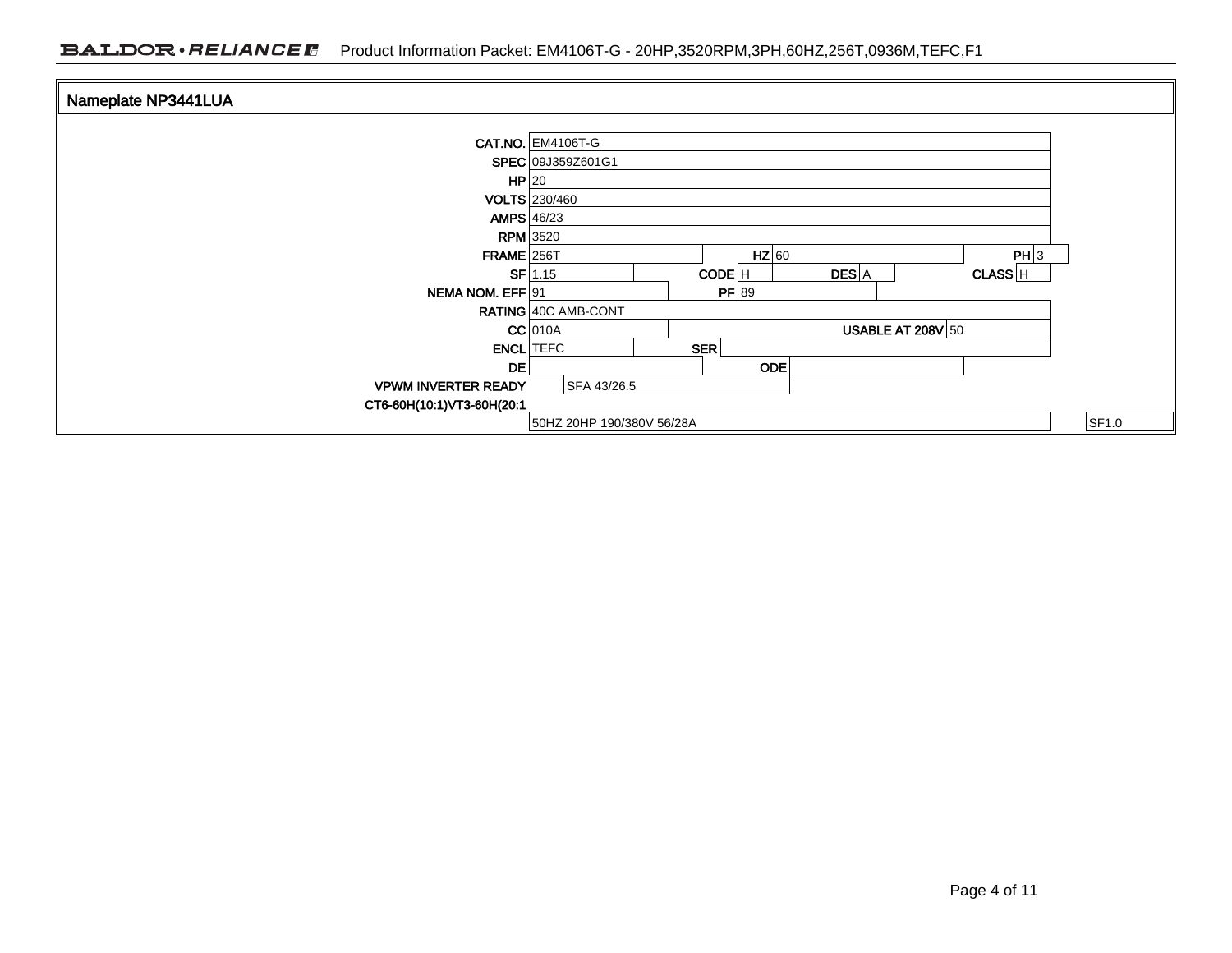## Nameplate NP3441LUA

| Field | Value | Field | Value | Field | Value | Field | Value |
|---|---|---|---|---|---|---|---|
| CAT.NO. | EM4106T-G | | | | | | |
| SPEC | 09J359Z601G1 | | | | | | |
| HP | 20 | | | | | | |
| VOLTS | 230/460 | | | | | | |
| AMPS | 46/23 | | | | | | |
| RPM | 3520 | | | | | | |
| FRAME | 256T | HZ | 60 | | | PH | 3 |
| SF | 1.15 | CODE | H | DES | A | CLASS | H |
| NEMA NOM. EFF | 91 | PF | 89 | | | | |
| RATING | 40C AMB-CONT | | | | | | |
| CC | 010A | | | USABLE AT 208V | 50 | | |
| ENCL | TEFC | SER | | | | | |
| DE | | ODE | | | | | |
| VPWM INVERTER READY | SFA 43/26.5 | | | | | | |
| CT6-60H(10:1)VT3-60H(20:1 | | | | | | | |
| | 50HZ 20HP 190/380V 56/28A | | | | | | SF1.0 |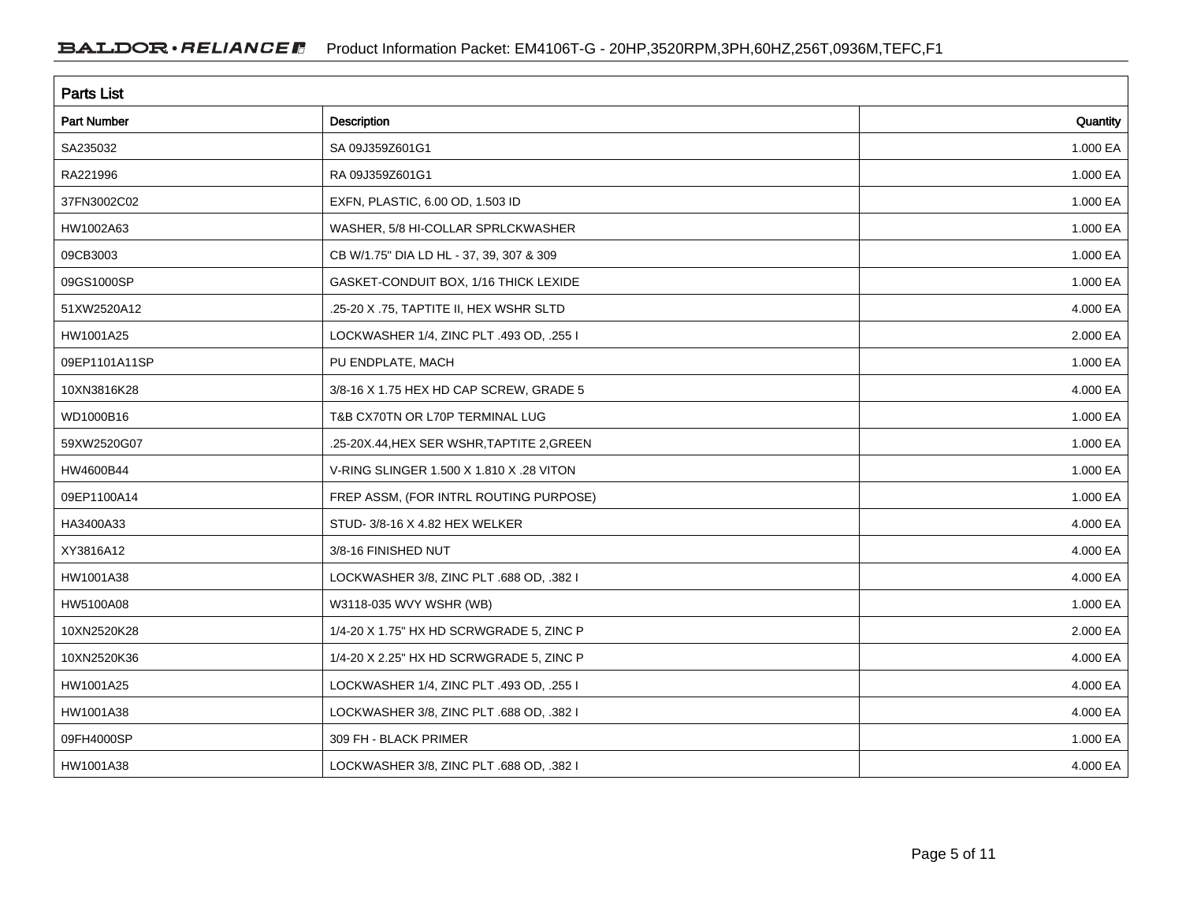## Parts List

| Part Number | Description | Quantity |
| --- | --- | --- |
| SA235032 | SA 09J359Z601G1 | 1.000 EA |
| RA221996 | RA 09J359Z601G1 | 1.000 EA |
| 37FN3002C02 | EXFN, PLASTIC, 6.00 OD, 1.503 ID | 1.000 EA |
| HW1002A63 | WASHER, 5/8 HI-COLLAR SPRLCKWASHER | 1.000 EA |
| 09CB3003 | CB W/1.75" DIA LD HL - 37, 39, 307 & 309 | 1.000 EA |
| 09GS1000SP | GASKET-CONDUIT BOX, 1/16 THICK LEXIDE | 1.000 EA |
| 51XW2520A12 | .25-20 X .75, TAPTITE II, HEX WSHR SLTD | 4.000 EA |
| HW1001A25 | LOCKWASHER 1/4, ZINC PLT .493 OD, .255 I | 2.000 EA |
| 09EP1101A11SP | PU ENDPLATE, MACH | 1.000 EA |
| 10XN3816K28 | 3/8-16 X 1.75 HEX HD CAP SCREW, GRADE 5 | 4.000 EA |
| WD1000B16 | T&B CX70TN OR L70P TERMINAL LUG | 1.000 EA |
| 59XW2520G07 | .25-20X.44,HEX SER WSHR,TAPTITE 2,GREEN | 1.000 EA |
| HW4600B44 | V-RING SLINGER 1.500 X 1.810 X .28 VITON | 1.000 EA |
| 09EP1100A14 | FREP ASSM, (FOR INTRL ROUTING PURPOSE) | 1.000 EA |
| HA3400A33 | STUD- 3/8-16 X 4.82 HEX WELKER | 4.000 EA |
| XY3816A12 | 3/8-16 FINISHED NUT | 4.000 EA |
| HW1001A38 | LOCKWASHER 3/8, ZINC PLT .688 OD, .382 I | 4.000 EA |
| HW5100A08 | W3118-035 WVY WSHR (WB) | 1.000 EA |
| 10XN2520K28 | 1/4-20 X 1.75" HX HD SCRWGRADE 5, ZINC P | 2.000 EA |
| 10XN2520K36 | 1/4-20 X 2.25" HX HD SCRWGRADE 5, ZINC P | 4.000 EA |
| HW1001A25 | LOCKWASHER 1/4, ZINC PLT .493 OD, .255 I | 4.000 EA |
| HW1001A38 | LOCKWASHER 3/8, ZINC PLT .688 OD, .382 I | 4.000 EA |
| 09FH4000SP | 309 FH - BLACK PRIMER | 1.000 EA |
| HW1001A38 | LOCKWASHER 3/8, ZINC PLT .688 OD, .382 I | 4.000 EA |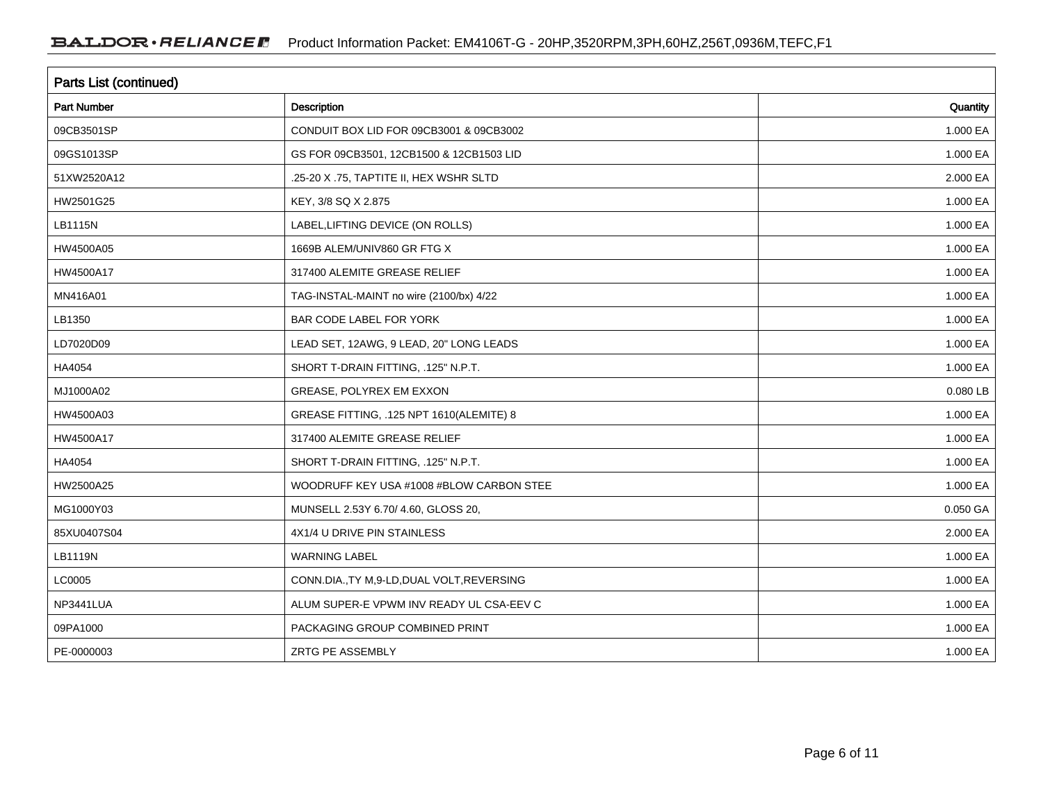## Parts List (continued)

| Part Number | Description | Quantity |
|---|---|---|
| 09CB3501SP | CONDUIT BOX LID FOR 09CB3001 & 09CB3002 | 1.000 EA |
| 09GS1013SP | GS FOR 09CB3501, 12CB1500 & 12CB1503 LID | 1.000 EA |
| 51XW2520A12 | .25-20 X .75, TAPTITE II, HEX WSHR SLTD | 2.000 EA |
| HW2501G25 | KEY, 3/8 SQ X 2.875 | 1.000 EA |
| LB1115N | LABEL,LIFTING DEVICE (ON ROLLS) | 1.000 EA |
| HW4500A05 | 1669B ALEM/UNIV860 GR FTG X | 1.000 EA |
| HW4500A17 | 317400 ALEMITE GREASE RELIEF | 1.000 EA |
| MN416A01 | TAG-INSTAL-MAINT no wire (2100/bx) 4/22 | 1.000 EA |
| LB1350 | BAR CODE LABEL FOR YORK | 1.000 EA |
| LD7020D09 | LEAD SET, 12AWG, 9 LEAD, 20" LONG LEADS | 1.000 EA |
| HA4054 | SHORT T-DRAIN FITTING, .125" N.P.T. | 1.000 EA |
| MJ1000A02 | GREASE, POLYREX EM EXXON | 0.080 LB |
| HW4500A03 | GREASE FITTING, .125 NPT 1610(ALEMITE) 8 | 1.000 EA |
| HW4500A17 | 317400 ALEMITE GREASE RELIEF | 1.000 EA |
| HA4054 | SHORT T-DRAIN FITTING, .125" N.P.T. | 1.000 EA |
| HW2500A25 | WOODRUFF KEY USA #1008 #BLOW CARBON STEE | 1.000 EA |
| MG1000Y03 | MUNSELL 2.53Y 6.70/ 4.60, GLOSS 20, | 0.050 GA |
| 85XU0407S04 | 4X1/4 U DRIVE PIN STAINLESS | 2.000 EA |
| LB1119N | WARNING LABEL | 1.000 EA |
| LC0005 | CONN.DIA.,TY M,9-LD,DUAL VOLT,REVERSING | 1.000 EA |
| NP3441LUA | ALUM SUPER-E VPWM INV READY UL CSA-EEV C | 1.000 EA |
| 09PA1000 | PACKAGING GROUP COMBINED PRINT | 1.000 EA |
| PE-0000003 | ZRTG PE ASSEMBLY | 1.000 EA |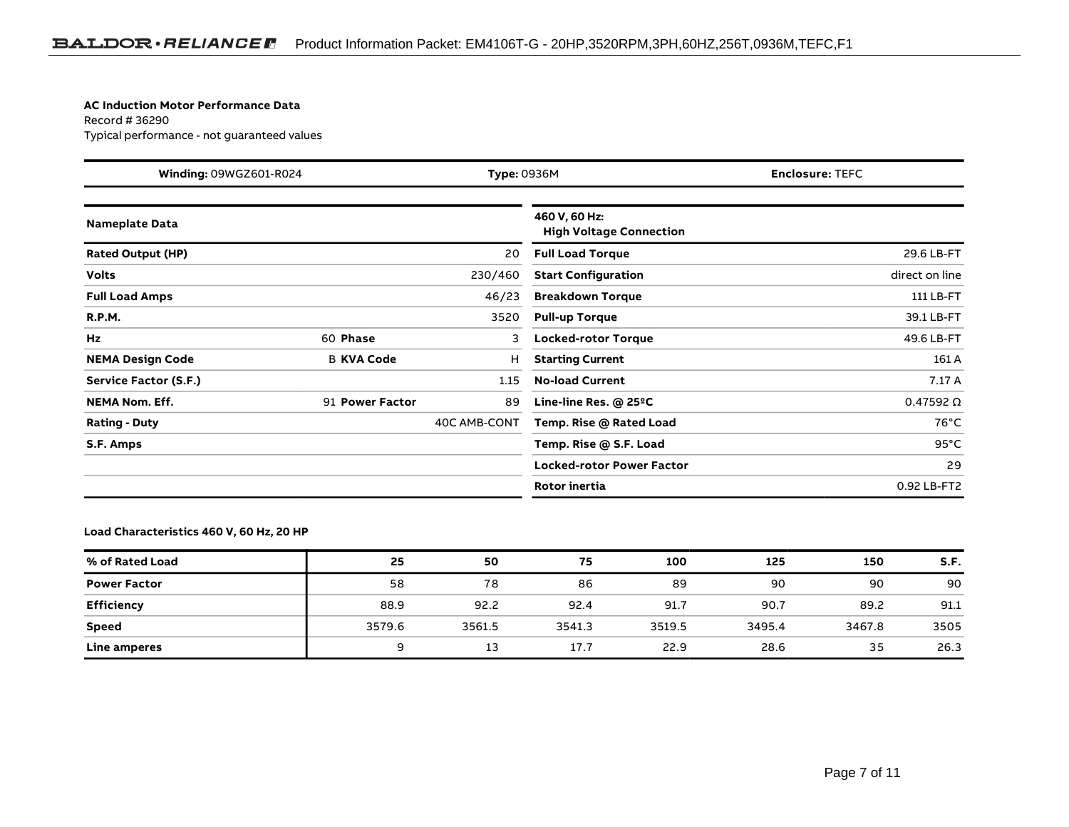**AC Induction Motor Performance Data**
Record # 36290
Typical performance - not guaranteed values

| **Winding:** 09WGZ601-R024 | **Type:** 0936M | **Enclosure:** TEFC |
|---|---|---|

| Nameplate Data | | | |
|---|---|---|---|
| **Rated Output (HP)** | | | 20 |
| **Volts** | | | 230/460 |
| **Full Load Amps** | | | 46/23 |
| **R.P.M.** | | | 3520 |
| **Hz** | 60 | **Phase** | 3 |
| **NEMA Design Code** | B | **KVA Code** | H |
| **Service Factor (S.F.)** | | | 1.15 |
| **NEMA Nom. Eff.** | 91 | **Power Factor** | 89 |
| **Rating - Duty** | | | 40C AMB-CONT |
| **S.F. Amps** | | | |

| 460 V, 60 Hz: High Voltage Connection | |
|---|---|
| **Full Load Torque** | 29.6 LB-FT |
| **Start Configuration** | direct on line |
| **Breakdown Torque** | 111 LB-FT |
| **Pull-up Torque** | 39.1 LB-FT |
| **Locked-rotor Torque** | 49.6 LB-FT |
| **Starting Current** | 161 A |
| **No-load Current** | 7.17 A |
| **Line-line Res. @ 25ºC** | 0.47592 Ω |
| **Temp. Rise @ Rated Load** | 76°C |
| **Temp. Rise @ S.F. Load** | 95°C |
| **Locked-rotor Power Factor** | 29 |
| **Rotor inertia** | 0.92 LB-FT2 |

**Load Characteristics 460 V, 60 Hz, 20 HP**

| % of Rated Load | 25 | 50 | 75 | 100 | 125 | 150 | S.F. |
|---|---|---|---|---|---|---|---|
| **Power Factor** | 58 | 78 | 86 | 89 | 90 | 90 | 90 |
| **Efficiency** | 88.9 | 92.2 | 92.4 | 91.7 | 90.7 | 89.2 | 91.1 |
| **Speed** | 3579.6 | 3561.5 | 3541.3 | 3519.5 | 3495.4 | 3467.8 | 3505 |
| **Line amperes** | 9 | 13 | 17.7 | 22.9 | 28.6 | 35 | 26.3 |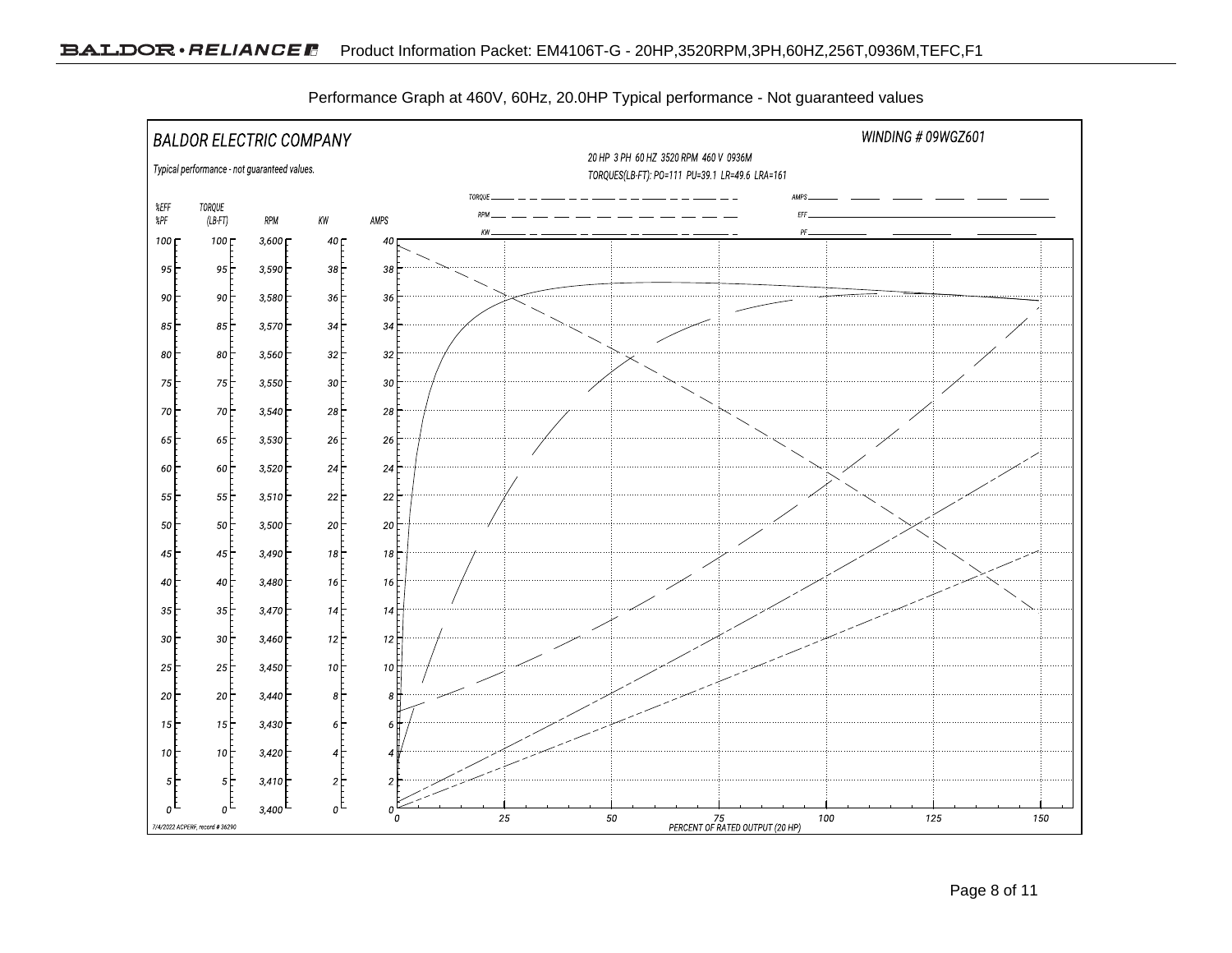Performance Graph at 460V, 60Hz, 20.0HP Typical performance - Not guaranteed values

BALDOR ELECTRIC COMPANY

WINDING # 09WGZ601

Typical performance - not guaranteed values.

20 HP 3 PH 60 HZ 3520 RPM 460 V 0936M

TORQUES(LB-FT): PO=111 PU=39.1 LR=49.6 LRA=161

TORQUE / RPM / KW / AMPS / EFF / PF

| %EFF %PF | TORQUE (LB-FT) | RPM | KW | AMPS |
|---|---|---|---|---|
| 100 | 100 | 3,600 | 40 | 40 |
| 95 | 95 | 3,590 | 38 | 38 |
| 90 | 90 | 3,580 | 36 | 36 |
| 85 | 85 | 3,570 | 34 | 34 |
| 80 | 80 | 3,560 | 32 | 32 |
| 75 | 75 | 3,550 | 30 | 30 |
| 70 | 70 | 3,540 | 28 | 28 |
| 65 | 65 | 3,530 | 26 | 26 |
| 60 | 60 | 3,520 | 24 | 24 |
| 55 | 55 | 3,510 | 22 | 22 |
| 50 | 50 | 3,500 | 20 | 20 |
| 45 | 45 | 3,490 | 18 | 18 |
| 40 | 40 | 3,480 | 16 | 16 |
| 35 | 35 | 3,470 | 14 | 14 |
| 30 | 30 | 3,460 | 12 | 12 |
| 25 | 25 | 3,450 | 10 | 10 |
| 20 | 20 | 3,440 | 8 | 8 |
| 15 | 15 | 3,430 | 6 | 6 |
| 10 | 10 | 3,420 | 4 | 4 |
| 5 | 5 | 3,410 | 2 | 2 |
| 0 | 0 | 3,400 | 0 | 0 |

0 25 50 75 100 125 150

PERCENT OF RATED OUTPUT (20 HP)

7/4/2022 ACPERF, record # 36290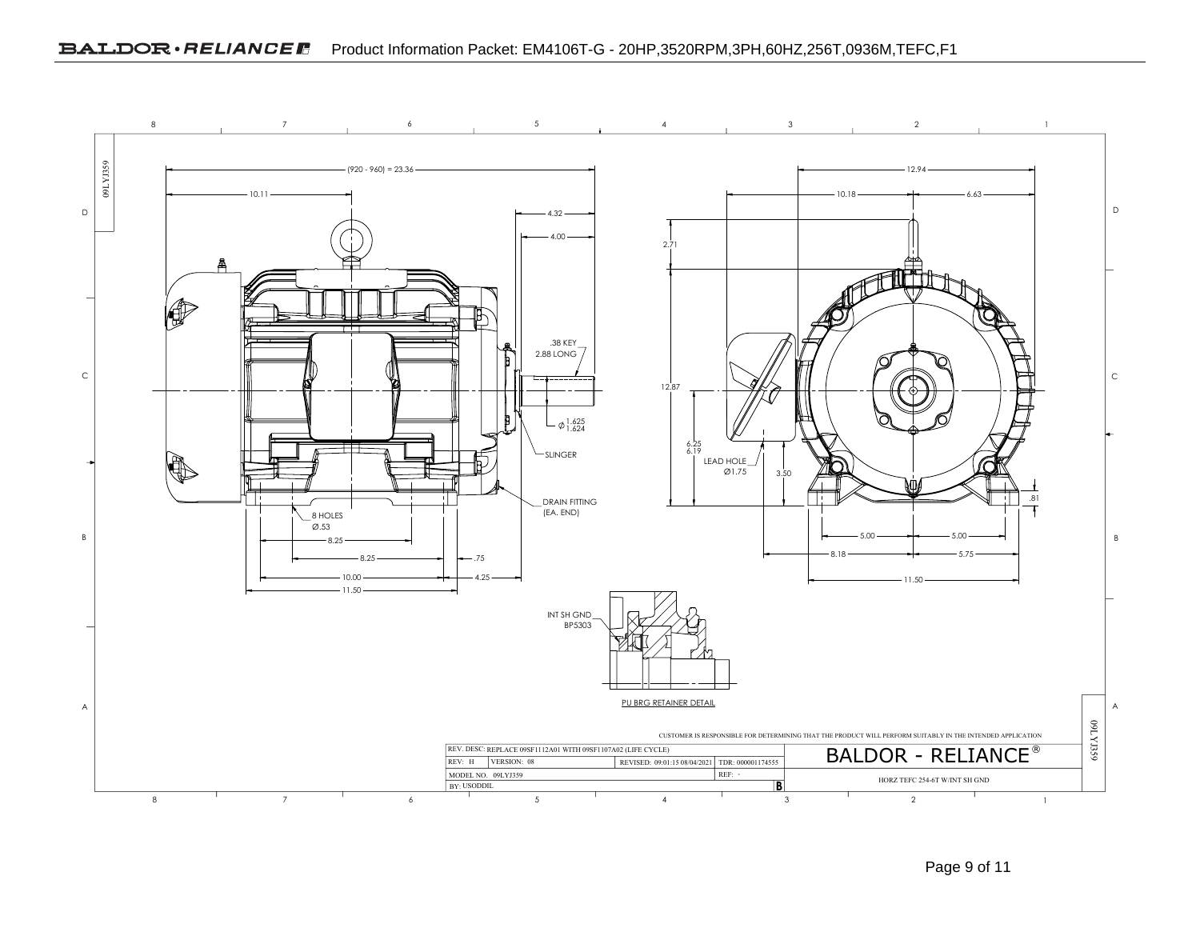09LYJ359

(920 - 960) = 23.36

10.11

4.32

4.00

.38 KEY
2.88 LONG

⌀ 1.625 / 1.624

SLINGER

DRAIN FITTING
(EA. END)

8 HOLES
⌀.53

8.25

8.25

.75

10.00

4.25

11.50

12.94

10.18

6.63

2.71

12.87

6.25
6.19

LEAD HOLE
⌀1.75

3.50

.81

5.00

5.00

8.18

5.75

11.50

INT SH GND
BP5303

PU BRG RETAINER DETAIL

CUSTOMER IS RESPONSIBLE FOR DETERMINING THAT THE PRODUCT WILL PERFORM SUITABLY IN THE INTENDED APPLICATION

| REV. DESC: REPLACE 09SF1112A01 WITH 09SF1107A02 (LIFE CYCLE) | | | | BALDOR - RELIANCE® |
|---|---|---|---|---|
| REV: H | VERSION: 08 | REVISED: 09:01:15 08/04/2021 | TDR: 000001174555 | |
| MODEL NO. 09LYJ359 | | | REF: - | HORZ TEFC 254-6T W/INT SH GND |
| BY: USODDIL | | | B | |

09LYJ359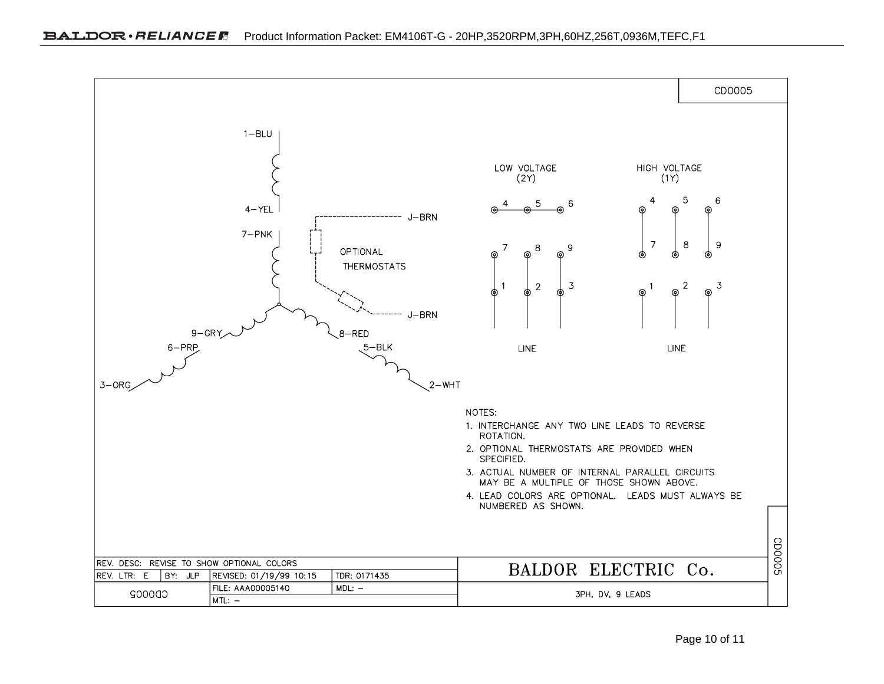CD0005

1–BLU

4–YEL

7–PNK

9–GRY

8–RED

6–PRP

5–BLK

3–ORG

2–WHT

J–BRN

OPTIONAL THERMOSTATS

J–BRN

LOW VOLTAGE (2Y)

4 5 6

7 8 9

1 2 3

LINE

HIGH VOLTAGE (1Y)

4 5 6

7 8 9

1 2 3

LINE

NOTES:

1. INTERCHANGE ANY TWO LINE LEADS TO REVERSE ROTATION.
2. OPTIONAL THERMOSTATS ARE PROVIDED WHEN SPECIFIED.
3. ACTUAL NUMBER OF INTERNAL PARALLEL CIRCUITS MAY BE A MULTIPLE OF THOSE SHOWN ABOVE.
4. LEAD COLORS ARE OPTIONAL. LEADS MUST ALWAYS BE NUMBERED AS SHOWN.

| REV. DESC: REVISE TO SHOW OPTIONAL COLORS | | | | BALDOR ELECTRIC Co. |
|---|---|---|---|---|
| REV. LTR: E | BY: JLP | REVISED: 01/19/99 10:15 | TDR: 0171435 | |
| CD0005 | | FILE: AAA00005140 | MDL: – | 3PH, DV, 9 LEADS |
| | | MTL: – | | |

CD0005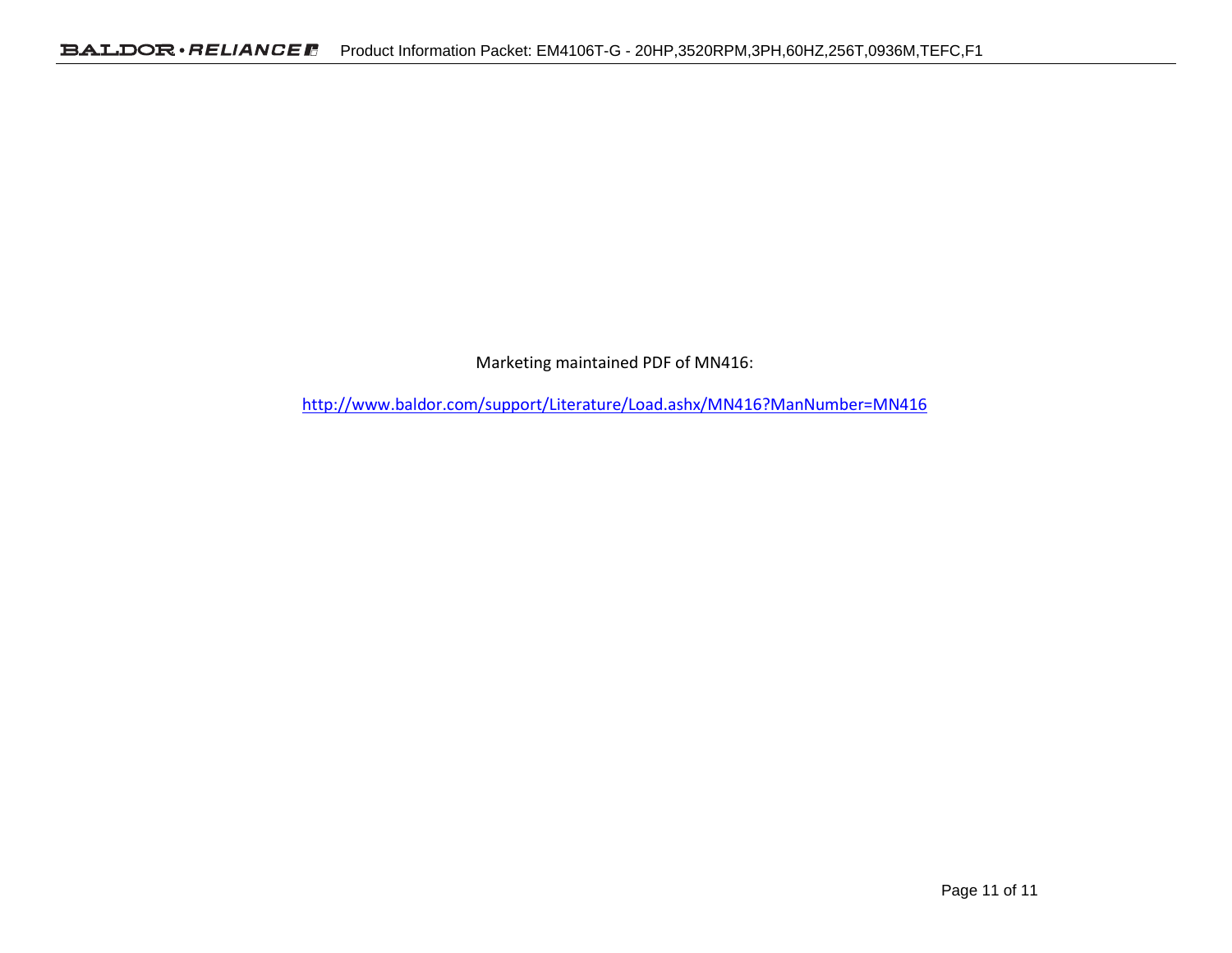Marketing maintained PDF of MN416:

http://www.baldor.com/support/Literature/Load.ashx/MN416?ManNumber=MN416